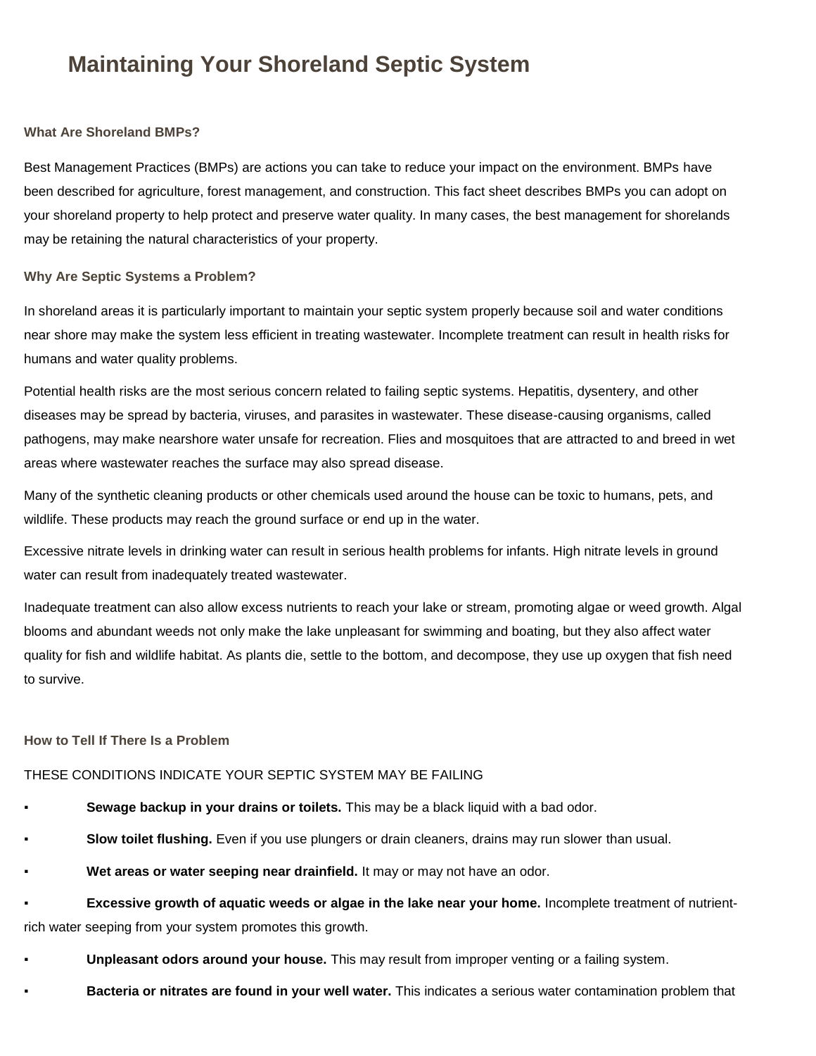# Maintaining Your Shoreland Septic System

### What Are Shoreland BMPs?

Best Management Practices (BMPs) are actions you can take to reduce your impact on the environment. BMPs have been described for agriculture, forest management, and construction. This fact sheet describes BMPs you can adopt on your shoreland property to help protect and preserve water quality. In many cases, the best management for shorelands may be retaining the natural characteristics of your property.

### Why Are Septic Systems a Problem?

In shoreland areas it is particularly important to maintain your septic system properly because soil and water conditions near shore may make the system less efficient in treating wastewater. Incomplete treatment can result in health risks for humans and water quality problems.

Potential health risks are the most serious concern related to failing septic systems. Hepatitis, dysentery, and other diseases may be spread by bacteria, viruses, and parasites in wastewater. These disease-causing organisms, called pathogens, may make nearshore water unsafe for recreation. Flies and mosquitoes that are attracted to and breed in wet areas where wastewater reaches the surface may also spread disease.

Many of the synthetic cleaning products or other chemicals used around the house can be toxic to humans, pets, and wildlife. These products may reach the ground surface or end up in the water.

Excessive nitrate levels in drinking water can result in serious health problems for infants. High nitrate levels in ground water can result from inadequately treated wastewater.

Inadequate treatment can also allow excess nutrients to reach your lake or stream, promoting algae or weed growth. Algal blooms and abundant weeds not only make the lake unpleasant for swimming and boating, but they also affect water quality for fish and wildlife habitat. As plants die, settle to the bottom, and decompose, they use up oxygen that fish need to survive.

### How to Tell If There Is a Problem

THESE CONDITIONS INDICATE YOUR SEPTIC SYSTEM MAY BE FAILING

- **Sewage backup in your drains or toilets.** This may be a black liquid with a bad odor.
- **Slow toilet flushing.** Even if you use plungers or drain cleaners, drains may run slower than usual.
- **Wet areas or water seeping near drainfield.** It may or may not have an odor.
- **Excessive growth of aquatic weeds or algae in the lake near your home.** Incomplete treatment of nutrient-rich water seeping from your system promotes this growth.
- **Unpleasant odors around your house.** This may result from improper venting or a failing system.
- **Bacteria or nitrates are found in your well water.** This indicates a serious water contamination problem that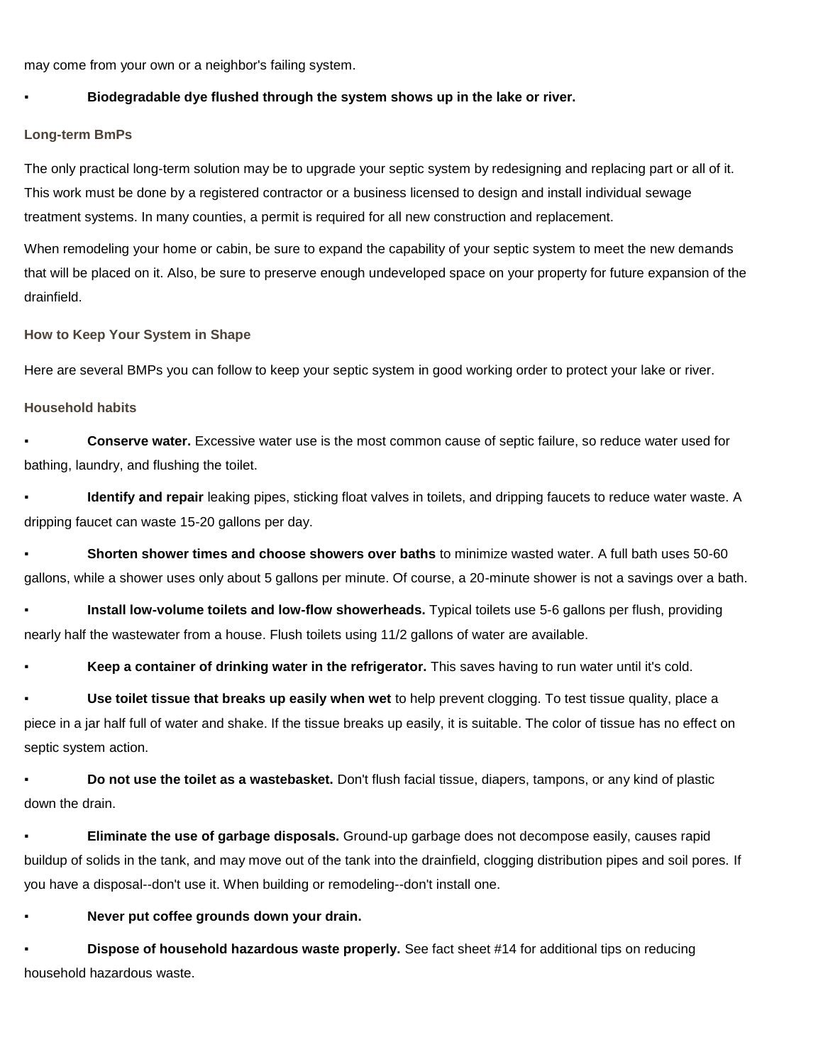may come from your own or a neighbor's failing system.

- **Biodegradable dye flushed through the system shows up in the lake or river.**

### Long-term BmPs

The only practical long-term solution may be to upgrade your septic system by redesigning and replacing part or all of it. This work must be done by a registered contractor or a business licensed to design and install individual sewage treatment systems. In many counties, a permit is required for all new construction and replacement.

When remodeling your home or cabin, be sure to expand the capability of your septic system to meet the new demands that will be placed on it. Also, be sure to preserve enough undeveloped space on your property for future expansion of the drainfield.

### How to Keep Your System in Shape

Here are several BMPs you can follow to keep your septic system in good working order to protect your lake or river.

### Household habits

- **Conserve water.** Excessive water use is the most common cause of septic failure, so reduce water used for bathing, laundry, and flushing the toilet.
- **Identify and repair** leaking pipes, sticking float valves in toilets, and dripping faucets to reduce water waste. A dripping faucet can waste 15-20 gallons per day.
- **Shorten shower times and choose showers over baths** to minimize wasted water. A full bath uses 50-60 gallons, while a shower uses only about 5 gallons per minute. Of course, a 20-minute shower is not a savings over a bath.
- **Install low-volume toilets and low-flow showerheads.** Typical toilets use 5-6 gallons per flush, providing nearly half the wastewater from a house. Flush toilets using 11/2 gallons of water are available.
- **Keep a container of drinking water in the refrigerator.** This saves having to run water until it's cold.
- **Use toilet tissue that breaks up easily when wet** to help prevent clogging. To test tissue quality, place a piece in a jar half full of water and shake. If the tissue breaks up easily, it is suitable. The color of tissue has no effect on septic system action.
- **Do not use the toilet as a wastebasket.** Don't flush facial tissue, diapers, tampons, or any kind of plastic down the drain.
- **Eliminate the use of garbage disposals.** Ground-up garbage does not decompose easily, causes rapid buildup of solids in the tank, and may move out of the tank into the drainfield, clogging distribution pipes and soil pores. If you have a disposal--don't use it. When building or remodeling--don't install one.
- **Never put coffee grounds down your drain.**
- **Dispose of household hazardous waste properly.** See fact sheet #14 for additional tips on reducing household hazardous waste.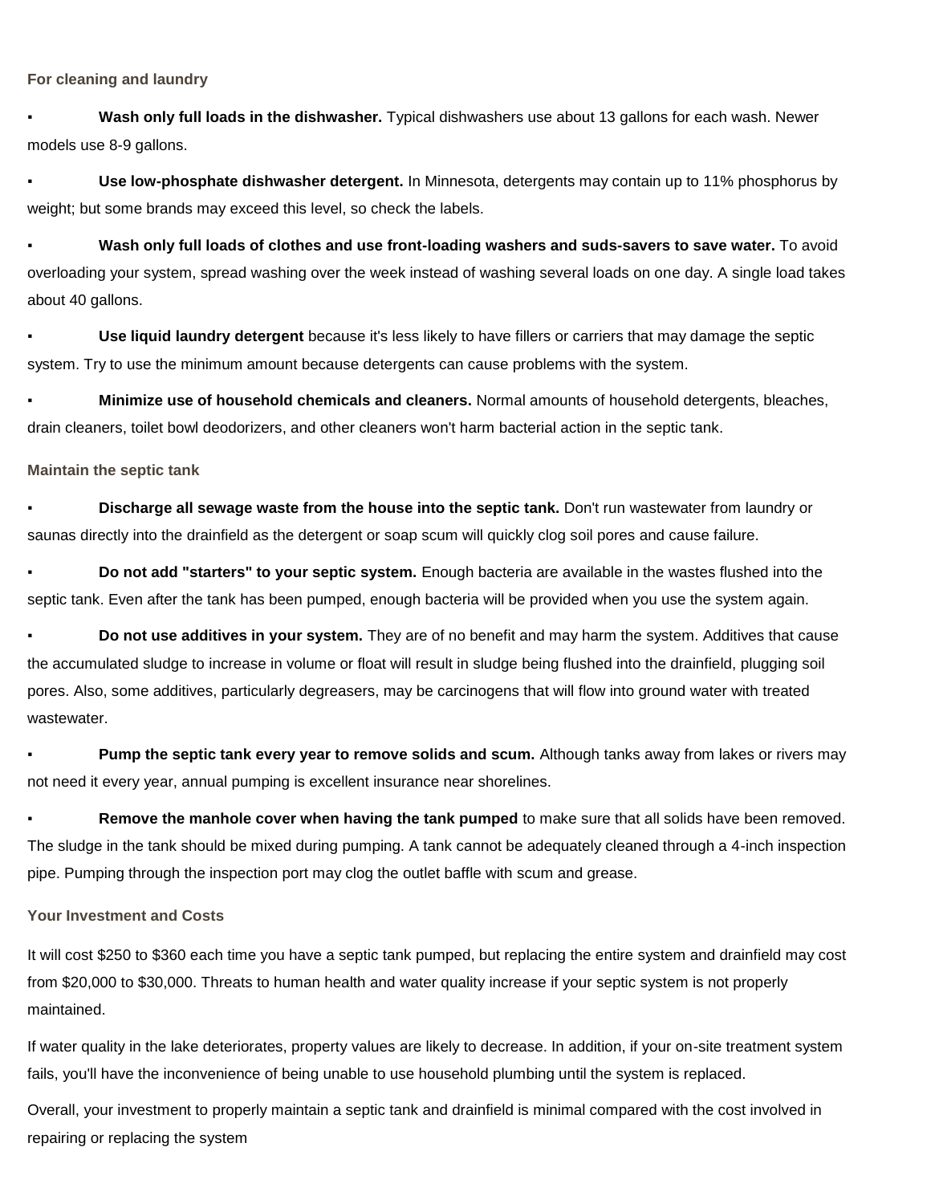### For cleaning and laundry

- **Wash only full loads in the dishwasher.** Typical dishwashers use about 13 gallons for each wash. Newer models use 8-9 gallons.
- **Use low-phosphate dishwasher detergent.** In Minnesota, detergents may contain up to 11% phosphorus by weight; but some brands may exceed this level, so check the labels.
- **Wash only full loads of clothes and use front-loading washers and suds-savers to save water.** To avoid overloading your system, spread washing over the week instead of washing several loads on one day. A single load takes about 40 gallons.
- **Use liquid laundry detergent** because it's less likely to have fillers or carriers that may damage the septic system. Try to use the minimum amount because detergents can cause problems with the system.
- **Minimize use of household chemicals and cleaners.** Normal amounts of household detergents, bleaches, drain cleaners, toilet bowl deodorizers, and other cleaners won't harm bacterial action in the septic tank.

### Maintain the septic tank

- **Discharge all sewage waste from the house into the septic tank.** Don't run wastewater from laundry or saunas directly into the drainfield as the detergent or soap scum will quickly clog soil pores and cause failure.
- **Do not add "starters" to your septic system.** Enough bacteria are available in the wastes flushed into the septic tank. Even after the tank has been pumped, enough bacteria will be provided when you use the system again.
- **Do not use additives in your system.** They are of no benefit and may harm the system. Additives that cause the accumulated sludge to increase in volume or float will result in sludge being flushed into the drainfield, plugging soil pores. Also, some additives, particularly degreasers, may be carcinogens that will flow into ground water with treated wastewater.
- **Pump the septic tank every year to remove solids and scum.** Although tanks away from lakes or rivers may not need it every year, annual pumping is excellent insurance near shorelines.
- **Remove the manhole cover when having the tank pumped** to make sure that all solids have been removed. The sludge in the tank should be mixed during pumping. A tank cannot be adequately cleaned through a 4-inch inspection pipe. Pumping through the inspection port may clog the outlet baffle with scum and grease.

### Your Investment and Costs

It will cost $250 to $360 each time you have a septic tank pumped, but replacing the entire system and drainfield may cost from $20,000 to $30,000. Threats to human health and water quality increase if your septic system is not properly maintained.

If water quality in the lake deteriorates, property values are likely to decrease. In addition, if your on-site treatment system fails, you'll have the inconvenience of being unable to use household plumbing until the system is replaced.

Overall, your investment to properly maintain a septic tank and drainfield is minimal compared with the cost involved in repairing or replacing the system